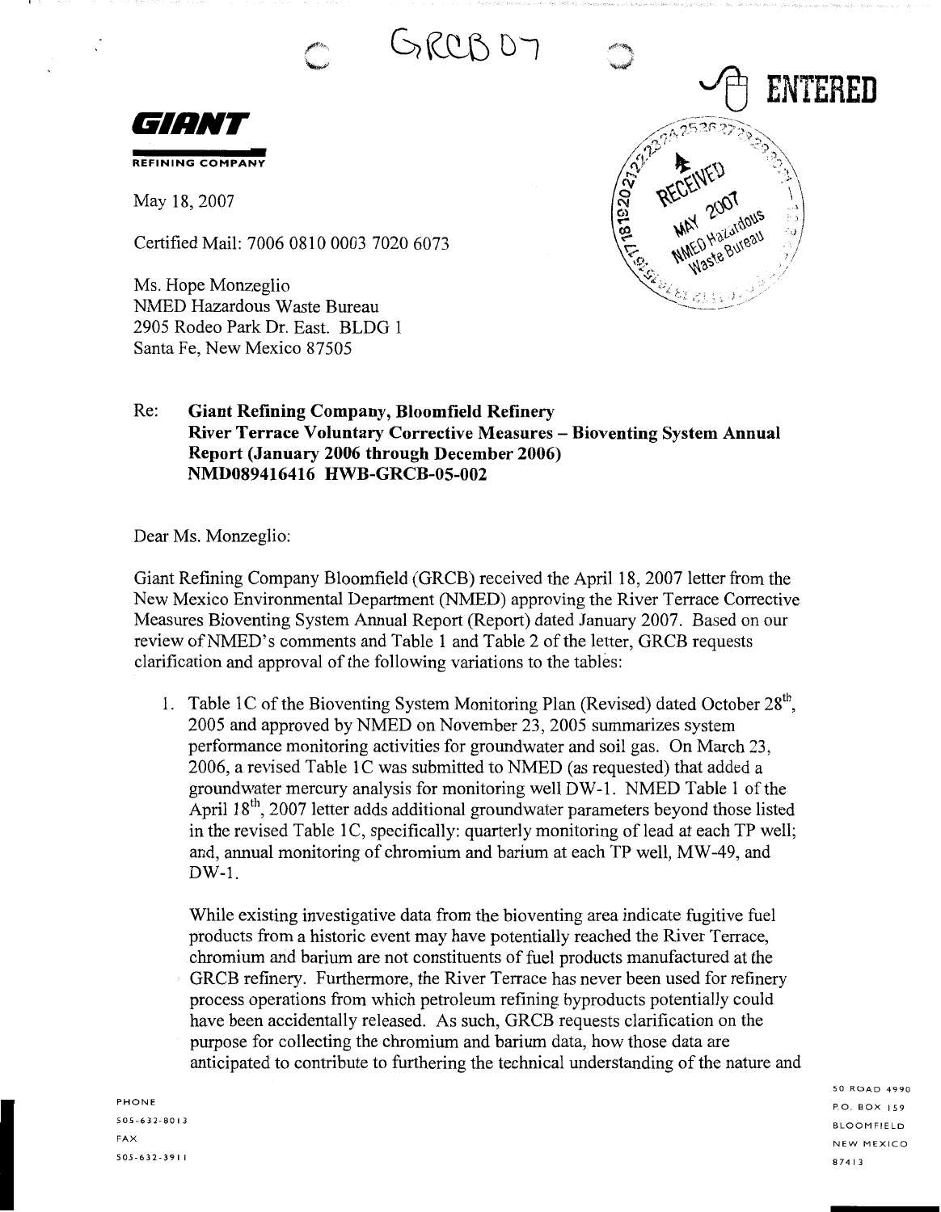GRCB 07

ENTERED

**GIANT**

REFINING COMPANY

RECEIVED MAY 2007 NMED Hazardous Waste Bureau

May 18, 2007

Certified Mail: 7006 0810 0003 7020 6073

Ms. Hope Monzeglio
NMED Hazardous Waste Bureau
2905 Rodeo Park Dr. East. BLDG 1
Santa Fe, New Mexico 87505

Re: **Giant Refining Company, Bloomfield Refinery**
**River Terrace Voluntary Corrective Measures – Bioventing System Annual Report (January 2006 through December 2006)**
**NMD089416416 HWB-GRCB-05-002**

Dear Ms. Monzeglio:

Giant Refining Company Bloomfield (GRCB) received the April 18, 2007 letter from the New Mexico Environmental Department (NMED) approving the River Terrace Corrective Measures Bioventing System Annual Report (Report) dated January 2007. Based on our review of NMED's comments and Table 1 and Table 2 of the letter, GRCB requests clarification and approval of the following variations to the tables:

1. Table 1C of the Bioventing System Monitoring Plan (Revised) dated October 28th, 2005 and approved by NMED on November 23, 2005 summarizes system performance monitoring activities for groundwater and soil gas. On March 23, 2006, a revised Table 1C was submitted to NMED (as requested) that added a groundwater mercury analysis for monitoring well DW-1. NMED Table 1 of the April 18th, 2007 letter adds additional groundwater parameters beyond those listed in the revised Table 1C, specifically: quarterly monitoring of lead at each TP well; and, annual monitoring of chromium and barium at each TP well, MW-49, and DW-1.

   While existing investigative data from the bioventing area indicate fugitive fuel products from a historic event may have potentially reached the River Terrace, chromium and barium are not constituents of fuel products manufactured at the GRCB refinery. Furthermore, the River Terrace has never been used for refinery process operations from which petroleum refining byproducts potentially could have been accidentally released. As such, GRCB requests clarification on the purpose for collecting the chromium and barium data, how those data are anticipated to contribute to furthering the technical understanding of the nature and

PHONE
505-632-8013
FAX
505-632-3911

50 ROAD 4990
P.O. BOX 159
BLOOMFIELD
NEW MEXICO
87413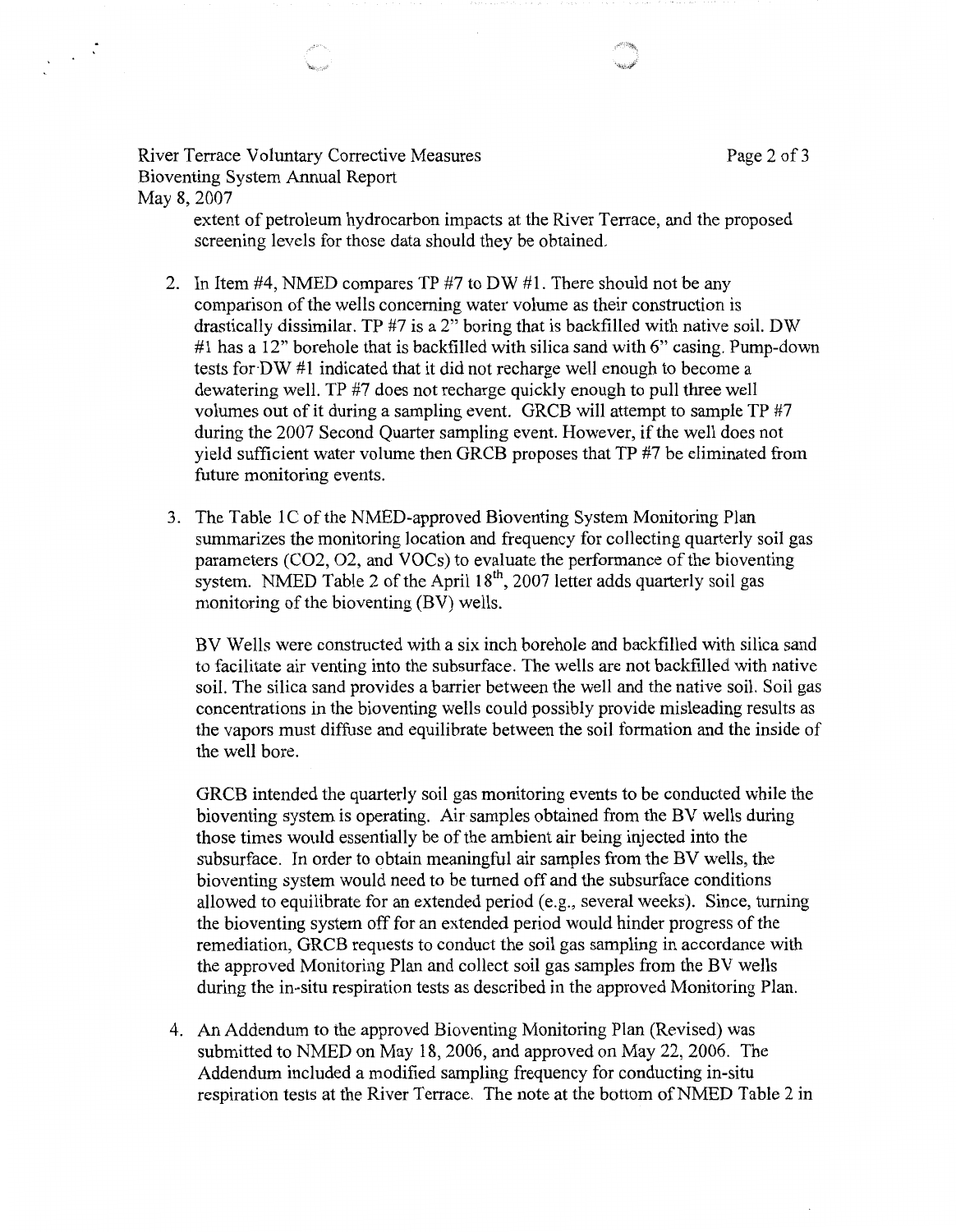extent of petroleum hydrocarbon impacts at the River Terrace, and the proposed screening levels for those data should they be obtained.

2. In Item #4, NMED compares TP #7 to DW #1. There should not be any comparison of the wells concerning water volume as their construction is drastically dissimilar. TP #7 is a 2" boring that is backfilled with native soil. DW #1 has a 12" borehole that is backfilled with silica sand with 6" casing. Pump-down tests for DW #1 indicated that it did not recharge well enough to become a dewatering well. TP #7 does not recharge quickly enough to pull three well volumes out of it during a sampling event. GRCB will attempt to sample TP #7 during the 2007 Second Quarter sampling event. However, if the well does not yield sufficient water volume then GRCB proposes that TP #7 be eliminated from future monitoring events.

3. The Table 1C of the NMED-approved Bioventing System Monitoring Plan summarizes the monitoring location and frequency for collecting quarterly soil gas parameters ($CO_2$, $O_2$, and VOCs) to evaluate the performance of the bioventing system. NMED Table 2 of the April 18th, 2007 letter adds quarterly soil gas monitoring of the bioventing (BV) wells.

   BV Wells were constructed with a six inch borehole and backfilled with silica sand to facilitate air venting into the subsurface. The wells are not backfilled with native soil. The silica sand provides a barrier between the well and the native soil. Soil gas concentrations in the bioventing wells could possibly provide misleading results as the vapors must diffuse and equilibrate between the soil formation and the inside of the well bore.

   GRCB intended the quarterly soil gas monitoring events to be conducted while the bioventing system is operating. Air samples obtained from the BV wells during those times would essentially be of the ambient air being injected into the subsurface. In order to obtain meaningful air samples from the BV wells, the bioventing system would need to be turned off and the subsurface conditions allowed to equilibrate for an extended period (e.g., several weeks). Since, turning the bioventing system off for an extended period would hinder progress of the remediation, GRCB requests to conduct the soil gas sampling in accordance with the approved Monitoring Plan and collect soil gas samples from the BV wells during the in-situ respiration tests as described in the approved Monitoring Plan.

4. An Addendum to the approved Bioventing Monitoring Plan (Revised) was submitted to NMED on May 18, 2006, and approved on May 22, 2006. The Addendum included a modified sampling frequency for conducting in-situ respiration tests at the River Terrace. The note at the bottom of NMED Table 2 in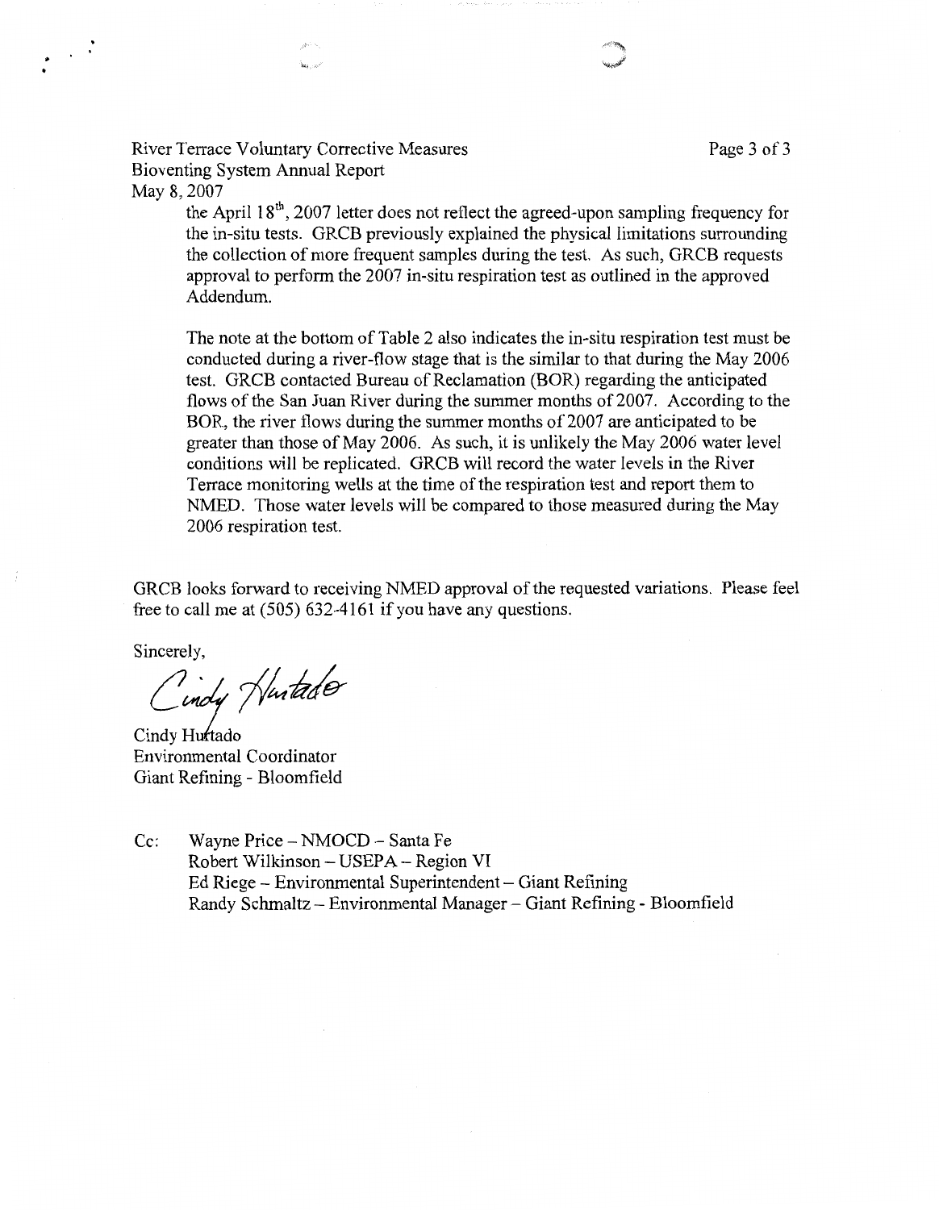the April 18th, 2007 letter does not reflect the agreed-upon sampling frequency for the in-situ tests. GRCB previously explained the physical limitations surrounding the collection of more frequent samples during the test. As such, GRCB requests approval to perform the 2007 in-situ respiration test as outlined in the approved Addendum.

The note at the bottom of Table 2 also indicates the in-situ respiration test must be conducted during a river-flow stage that is the similar to that during the May 2006 test. GRCB contacted Bureau of Reclamation (BOR) regarding the anticipated flows of the San Juan River during the summer months of 2007. According to the BOR, the river flows during the summer months of 2007 are anticipated to be greater than those of May 2006. As such, it is unlikely the May 2006 water level conditions will be replicated. GRCB will record the water levels in the River Terrace monitoring wells at the time of the respiration test and report them to NMED. Those water levels will be compared to those measured during the May 2006 respiration test.

GRCB looks forward to receiving NMED approval of the requested variations. Please feel free to call me at (505) 632-4161 if you have any questions.

Sincerely,

Cindy Hurtado

Cindy Hurtado
Environmental Coordinator
Giant Refining - Bloomfield

Cc: Wayne Price – NMOCD – Santa Fe
Robert Wilkinson – USEPA – Region VI
Ed Riege – Environmental Superintendent – Giant Refining
Randy Schmaltz – Environmental Manager – Giant Refining - Bloomfield